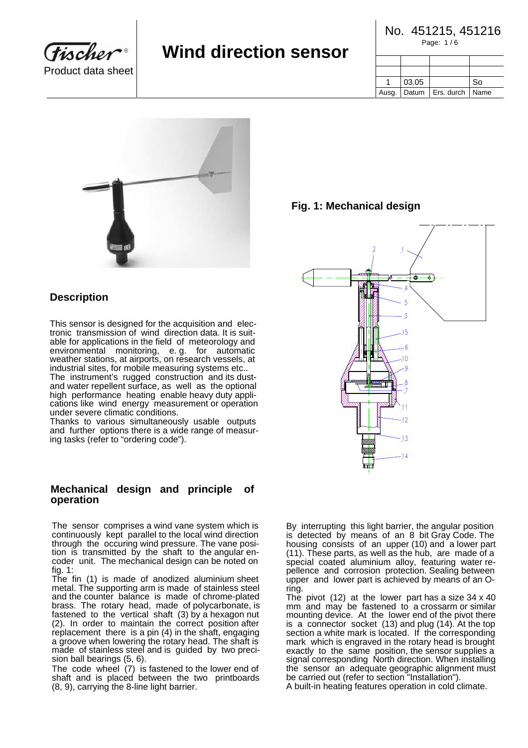# Wind direction sensor

Product data sheet

No. 451215, 451216

| | | | |
|---|---|---|---|
| | | | |
| | | | |
| 1 | 03.05 | | So |
| Ausg. | Datum | Ers. durch | Name |

**Fig. 1: Mechanical design**

## Description

This sensor is designed for the acquisition and electronic transmission of wind direction data. It is suitable for applications in the field of meteorology and environmental monitoring, e. g. for automatic weather stations, at airports, on research vessels, at industrial sites, for mobile measuring systems etc..
The instrument's rugged construction and its dust- and water repellent surface, as well as the optional high performance heating enable heavy duty applications like wind energy measurement or operation under severe climatic conditions.
Thanks to various simultaneously usable outputs and further options there is a wide range of measuring tasks (refer to "ordering code").

## Mechanical design and principle of operation

The sensor comprises a wind vane system which is continuously kept parallel to the local wind direction through the occuring wind pressure. The vane position is transmitted by the shaft to the angular encoder unit. The mechanical design can be noted on fig. 1:
The fin (1) is made of anodized aluminium sheet metal. The supporting arm is made of stainless steel and the counter balance is made of chrome-plated brass. The rotary head, made of polycarbonate, is fastened to the vertical shaft (3) by a hexagon nut (2). In order to maintain the correct position after replacement there is a pin (4) in the shaft, engaging a groove when lowering the rotary head. The shaft is made of stainless steel and is guided by two precision ball bearings (5, 6).
The code wheel (7) is fastened to the lower end of shaft and is placed between the two printboards (8, 9), carrying the 8-line light barrier.

By interrupting this light barrier, the angular position is detected by means of an 8 bit Gray Code. The housing consists of an upper (10) and a lower part (11). These parts, as well as the hub, are made of a special coated aluminium alloy, featuring water repellence and corrosion protection. Sealing between upper and lower part is achieved by means of an O-ring.
The pivot (12) at the lower part has a size 34 x 40 mm and may be fastened to a crossarm or similar mounting device. At the lower end of the pivot there is a connector socket (13) and plug (14). At the top section a white mark is located. If the corresponding mark which is engraved in the rotary head is brought exactly to the same position, the sensor supplies a signal corresponding North direction. When installing the sensor an adequate geographic alignment must be carried out (refer to section "Installation").
A built-in heating features operation in cold climate.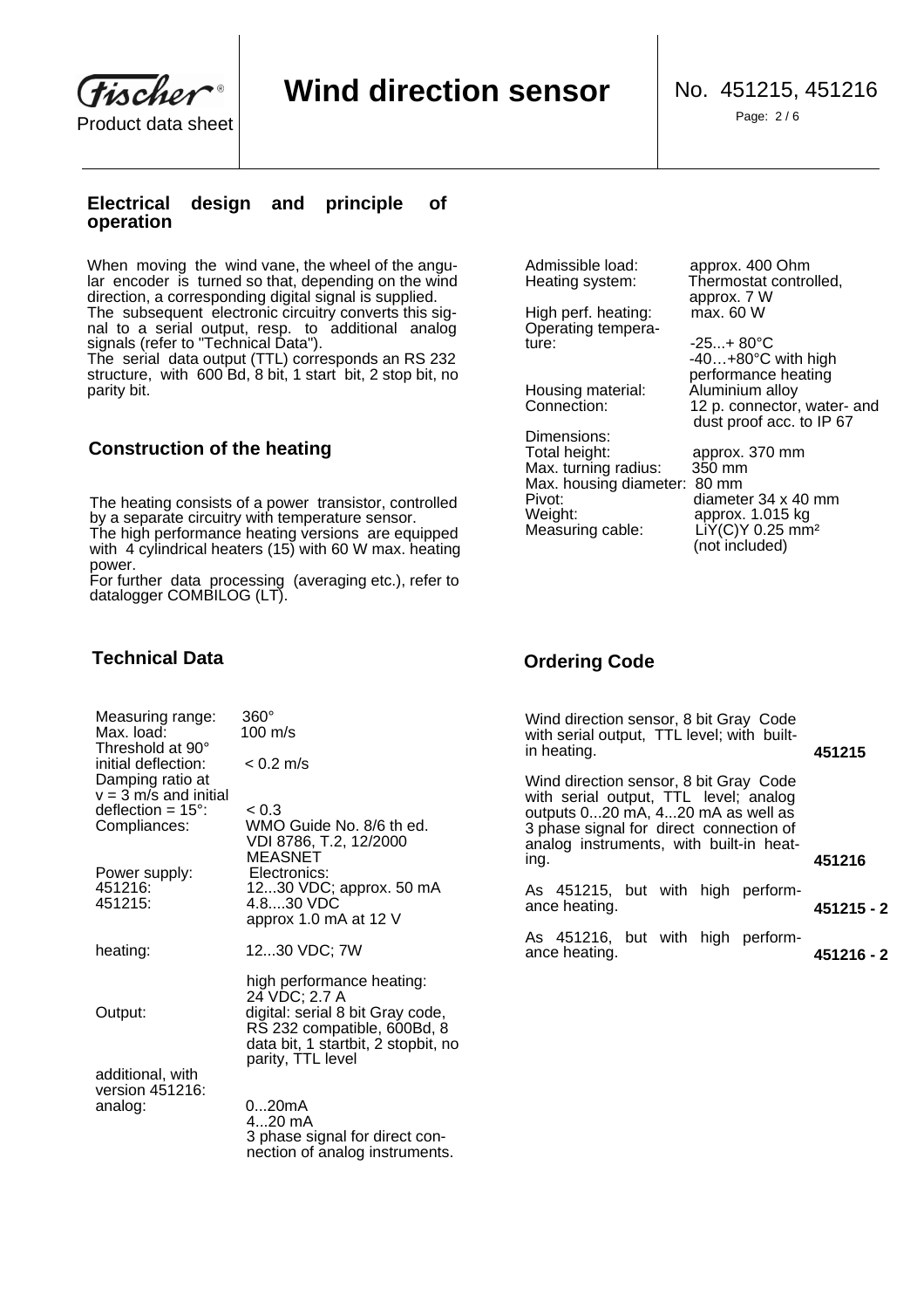## Electrical design and principle of operation

When moving the wind vane, the wheel of the angular encoder is turned so that, depending on the wind direction, a corresponding digital signal is supplied.
The subsequent electronic circuitry converts this signal to a serial output, resp. to additional analog signals (refer to "Technical Data").
The serial data output (TTL) corresponds an RS 232 structure, with 600 Bd, 8 bit, 1 start bit, 2 stop bit, no parity bit.

## Construction of the heating

The heating consists of a power transistor, controlled by a separate circuitry with temperature sensor.
The high performance heating versions are equipped with 4 cylindrical heaters (15) with 60 W max. heating power.
For further data processing (averaging etc.), refer to datalogger COMBILOG (LT).

## Technical Data

| | |
|---|---|
| Measuring range: | 360° |
| Max. load: | 100 m/s |
| Threshold at 90° initial deflection: | < 0.2 m/s |
| Damping ratio at v = 3 m/s and initial deflection = 15°: | < 0.3 |
| Compliances: | WMO Guide No. 8/6 th ed.<br>VDI 8786, T.2, 12/2000<br>MEASNET |
| Power supply: | Electronics: |
| 451216: | 12...30 VDC; approx. 50 mA |
| 451215: | 4.8....30 VDC<br>approx 1.0 mA at 12 V |
| heating: | 12...30 VDC; 7W |
| | high performance heating:<br>24 VDC; 2.7 A |
| Output: | digital: serial 8 bit Gray code, RS 232 compatible, 600Bd, 8 data bit, 1 startbit, 2 stopbit, no parity, TTL level |
| additional, with version 451216:<br>analog: | 0...20mA<br>4...20 mA<br>3 phase signal for direct connection of analog instruments. |
| Admissible load: | approx. 400 Ohm |
| Heating system: | Thermostat controlled, approx. 7 W |
| High perf. heating: | max. 60 W |
| Operating temperature: | -25...+ 80°C<br>-40…+80°C with high performance heating |
| Housing material: | Aluminium alloy |
| Connection: | 12 p. connector, water- and dust proof acc. to IP 67 |
| Dimensions: | |
| Total height: | approx. 370 mm |
| Max. turning radius: | 350 mm |
| Max. housing diameter: | 80 mm |
| Pivot: | diameter 34 x 40 mm |
| Weight: | approx. 1.015 kg |
| Measuring cable: | LiY(C)Y 0.25 mm²<br>(not included) |

## Ordering Code

| | |
|---|---|
| Wind direction sensor, 8 bit Gray Code with serial output, TTL level; with built-in heating. | **451215** |
| Wind direction sensor, 8 bit Gray Code with serial output, TTL level; analog outputs 0...20 mA, 4...20 mA as well as 3 phase signal for direct connection of analog instruments, with built-in heating. | **451216** |
| As 451215, but with high performance heating. | **451215 - 2** |
| As 451216, but with high performance heating. | **451216 - 2** |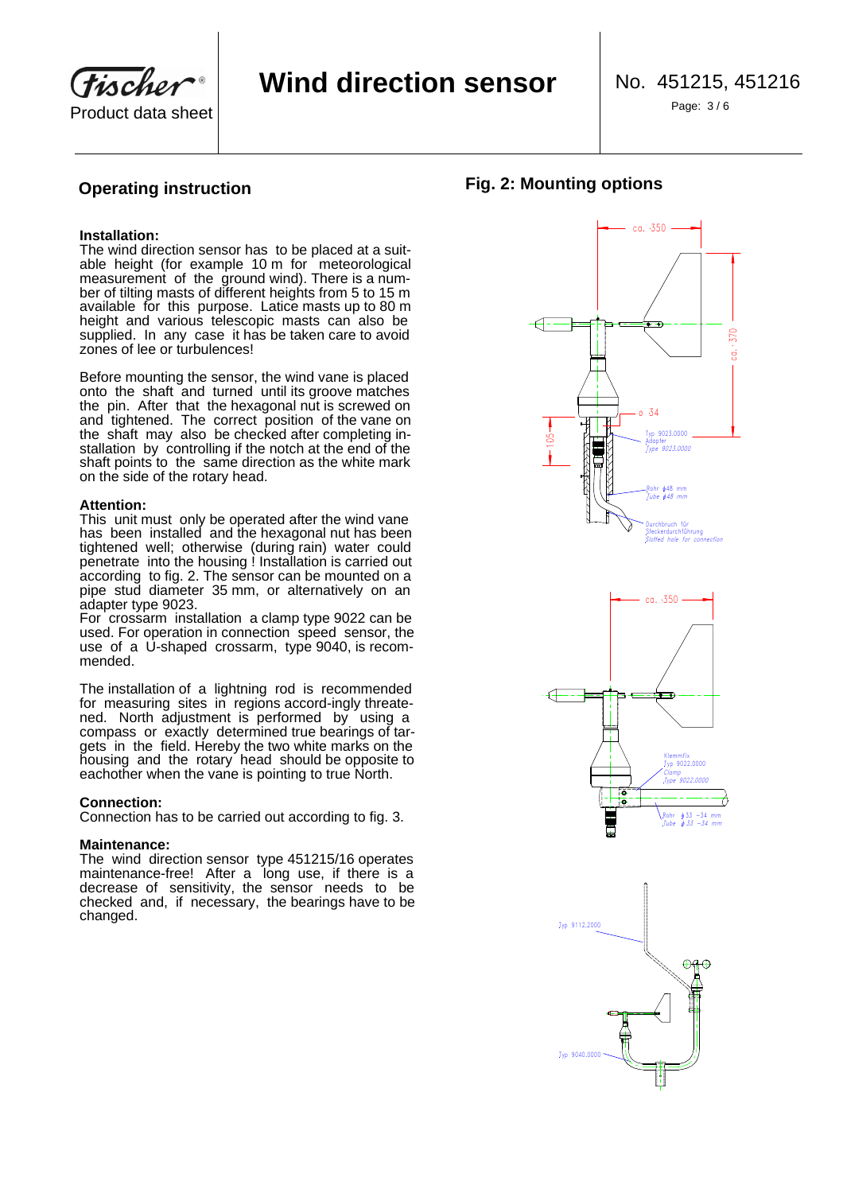## Operating instruction

**Installation:**
The wind direction sensor has to be placed at a suitable height (for example 10 m for meteorological measurement of the ground wind). There is a number of tilting masts of different heights from 5 to 15 m available for this purpose. Latice masts up to 80 m height and various telescopic masts can also be supplied. In any case it has be taken care to avoid zones of lee or turbulences!

Before mounting the sensor, the wind vane is placed onto the shaft and turned until its groove matches the pin. After that the hexagonal nut is screwed on and tightened. The correct position of the vane on the shaft may also be checked after completing installation by controlling if the notch at the end of the shaft points to the same direction as the white mark on the side of the rotary head.

**Attention:**
This unit must only be operated after the wind vane has been installed and the hexagonal nut has been tightened well; otherwise (during rain) water could penetrate into the housing ! Installation is carried out according to fig. 2. The sensor can be mounted on a pipe stud diameter 35 mm, or alternatively on an adapter type 9023.
For crossarm installation a clamp type 9022 can be used. For operation in connection speed sensor, the use of a U-shaped crossarm, type 9040, is recommended.

The installation of a lightning rod is recommended for measuring sites in regions accord-ingly threatened. North adjustment is performed by using a compass or exactly determined true bearings of targets in the field. Hereby the two white marks on the housing and the rotary head should be opposite to eachother when the vane is pointing to true North.

**Connection:**
Connection has to be carried out according to fig. 3.

**Maintenance:**
The wind direction sensor type 451215/16 operates maintenance-free! After a long use, if there is a decrease of sensitivity, the sensor needs to be checked and, if necessary, the bearings have to be changed.

## Fig. 2: Mounting options

ca. 350

ca. 370

ø 34

105

Typ 9023.0000
Adapter
Type 9023.0000

Rohr ø48 mm
Tube ø48 mm

Durchbruch für Steckerdurchführung
Slotted hole for connection

ca. 350

Klemmfix
Typ 9022.0000
Clamp
Type 9022.0000

Rohr ø33 - 34 mm
Tube ø33 - 34 mm

Typ 9112.2000

Typ 9040.0000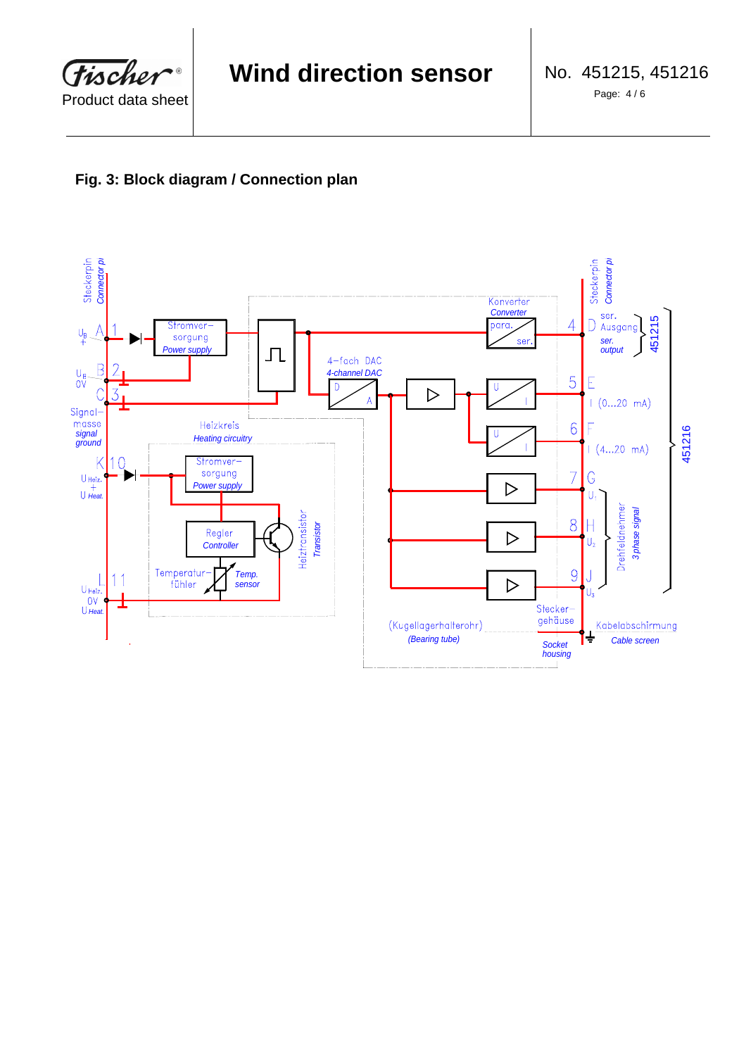## Fig. 3: Block diagram / Connection plan

Steckerpin / Connector pin

$U_B$ + — A 1 — Stromversorgung / Power supply

$U_B$ 0V — B 2

C 3 — Signalmasse / signal ground

Konverter / Converter — para. / ser.

4-fach DAC / 4-channel DAC — D / A

Heizkreis / Heating circuitry

$U_{Heiz.}$ + / $U_{Heat.}$ — K 10 — Stromversorgung / Power supply

Regler / Controller

Heiztransistor / Transistor

Temperaturfühler / Temp. sensor

$U_{Heiz.}$ 0V / $U_{Heat.}$ — L 11

(Kugellagerhalterohr) / (Bearing tube)

Steckergehäuse / Socket housing

Kabelabschirmung / Cable screen

Steckerpin / Connector pin

4 D — ser. Ausgang / ser. output — 451215

5 E — I (0...20 mA)

6 F — I (4...20 mA)

7 G — $U_1$

8 H — $U_2$

9 J — $U_3$

Drehfeldnehmer / 3 phase signal

451216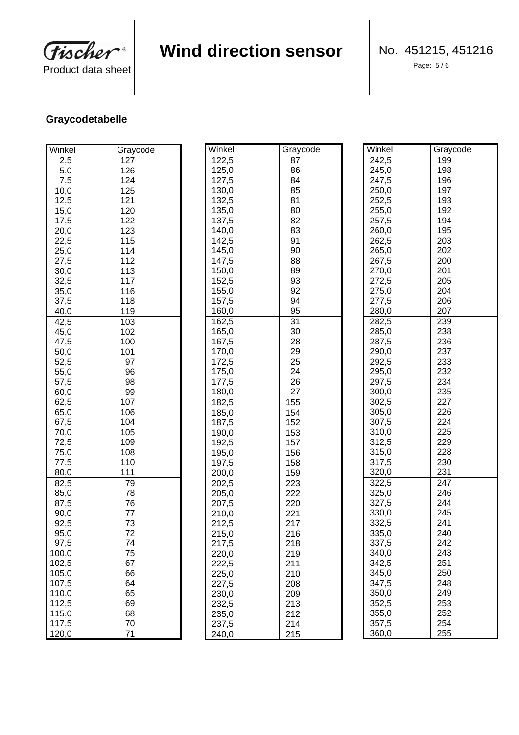**Graycodetabelle**

| Winkel | Graycode |
|---|---|
| 2,5 | 127 |
| 5,0 | 126 |
| 7,5 | 124 |
| 10,0 | 125 |
| 12,5 | 121 |
| 15,0 | 120 |
| 17,5 | 122 |
| 20,0 | 123 |
| 22,5 | 115 |
| 25,0 | 114 |
| 27,5 | 112 |
| 30,0 | 113 |
| 32,5 | 117 |
| 35,0 | 116 |
| 37,5 | 118 |
| 40,0 | 119 |
| 42,5 | 103 |
| 45,0 | 102 |
| 47,5 | 100 |
| 50,0 | 101 |
| 52,5 | 97 |
| 55,0 | 96 |
| 57,5 | 98 |
| 60,0 | 99 |
| 62,5 | 107 |
| 65,0 | 106 |
| 67,5 | 104 |
| 70,0 | 105 |
| 72,5 | 109 |
| 75,0 | 108 |
| 77,5 | 110 |
| 80,0 | 111 |
| 82,5 | 79 |
| 85,0 | 78 |
| 87,5 | 76 |
| 90,0 | 77 |
| 92,5 | 73 |
| 95,0 | 72 |
| 97,5 | 74 |
| 100,0 | 75 |
| 102,5 | 67 |
| 105,0 | 66 |
| 107,5 | 64 |
| 110,0 | 65 |
| 112,5 | 69 |
| 115,0 | 68 |
| 117,5 | 70 |
| 120,0 | 71 |

| Winkel | Graycode |
|---|---|
| 122,5 | 87 |
| 125,0 | 86 |
| 127,5 | 84 |
| 130,0 | 85 |
| 132,5 | 81 |
| 135,0 | 80 |
| 137,5 | 82 |
| 140,0 | 83 |
| 142,5 | 91 |
| 145,0 | 90 |
| 147,5 | 88 |
| 150,0 | 89 |
| 152,5 | 93 |
| 155,0 | 92 |
| 157,5 | 94 |
| 160,0 | 95 |
| 162,5 | 31 |
| 165,0 | 30 |
| 167,5 | 28 |
| 170,0 | 29 |
| 172,5 | 25 |
| 175,0 | 24 |
| 177,5 | 26 |
| 180,0 | 27 |
| 182,5 | 155 |
| 185,0 | 154 |
| 187,5 | 152 |
| 190,0 | 153 |
| 192,5 | 157 |
| 195,0 | 156 |
| 197,5 | 158 |
| 200,0 | 159 |
| 202,5 | 223 |
| 205,0 | 222 |
| 207,5 | 220 |
| 210,0 | 221 |
| 212,5 | 217 |
| 215,0 | 216 |
| 217,5 | 218 |
| 220,0 | 219 |
| 222,5 | 211 |
| 225,0 | 210 |
| 227,5 | 208 |
| 230,0 | 209 |
| 232,5 | 213 |
| 235,0 | 212 |
| 237,5 | 214 |
| 240,0 | 215 |

| Winkel | Graycode |
|---|---|
| 242,5 | 199 |
| 245,0 | 198 |
| 247,5 | 196 |
| 250,0 | 197 |
| 252,5 | 193 |
| 255,0 | 192 |
| 257,5 | 194 |
| 260,0 | 195 |
| 262,5 | 203 |
| 265,0 | 202 |
| 267,5 | 200 |
| 270,0 | 201 |
| 272,5 | 205 |
| 275,0 | 204 |
| 277,5 | 206 |
| 280,0 | 207 |
| 282,5 | 239 |
| 285,0 | 238 |
| 287,5 | 236 |
| 290,0 | 237 |
| 292,5 | 233 |
| 295,0 | 232 |
| 297,5 | 234 |
| 300,0 | 235 |
| 302,5 | 227 |
| 305,0 | 226 |
| 307,5 | 224 |
| 310,0 | 225 |
| 312,5 | 229 |
| 315,0 | 228 |
| 317,5 | 230 |
| 320,0 | 231 |
| 322,5 | 247 |
| 325,0 | 246 |
| 327,5 | 244 |
| 330,0 | 245 |
| 332,5 | 241 |
| 335,0 | 240 |
| 337,5 | 242 |
| 340,0 | 243 |
| 342,5 | 251 |
| 345,0 | 250 |
| 347,5 | 248 |
| 350,0 | 249 |
| 352,5 | 253 |
| 355,0 | 252 |
| 357,5 | 254 |
| 360,0 | 255 |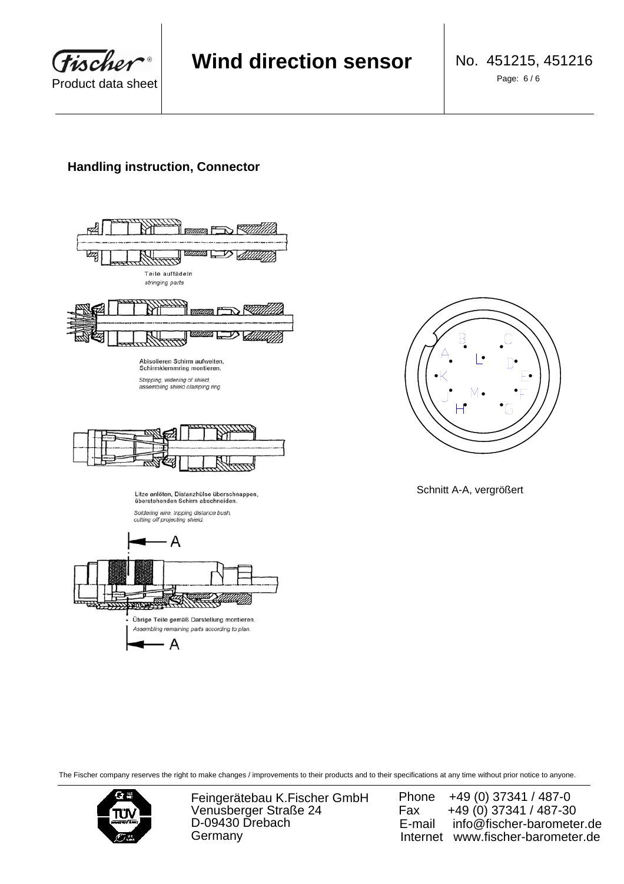## Handling instruction, Connector

Teile auffädeln

*stringing parts*

Abisolieren Schirm aufweiten, Schirmklemmring montieren.

*Stripping, widening of shield, assembling shield clamping ring.*

Litze anlöten, Distanzhülse überschnappen, überstehenden Schirm abschneiden.

*Soldering wire, tripping distance bush, cutting off projecting shield.*

A

Übrige Teile gemäß Darstellung montieren.

*Assembling remaining parts according to plan.*

A

B C A L D K E M F J H G

Schnitt A-A, vergrößert

The Fischer company reserves the right to make changes / improvements to their products and to their specifications at any time without prior notice to anyone.

Feingerätebau K.Fischer GmbH
Venusberger Straße 24
D-09430 Drebach
Germany

Phone +49 (0) 37341 / 487-0
Fax +49 (0) 37341 / 487-30
E-mail info@fischer-barometer.de
Internet www.fischer-barometer.de